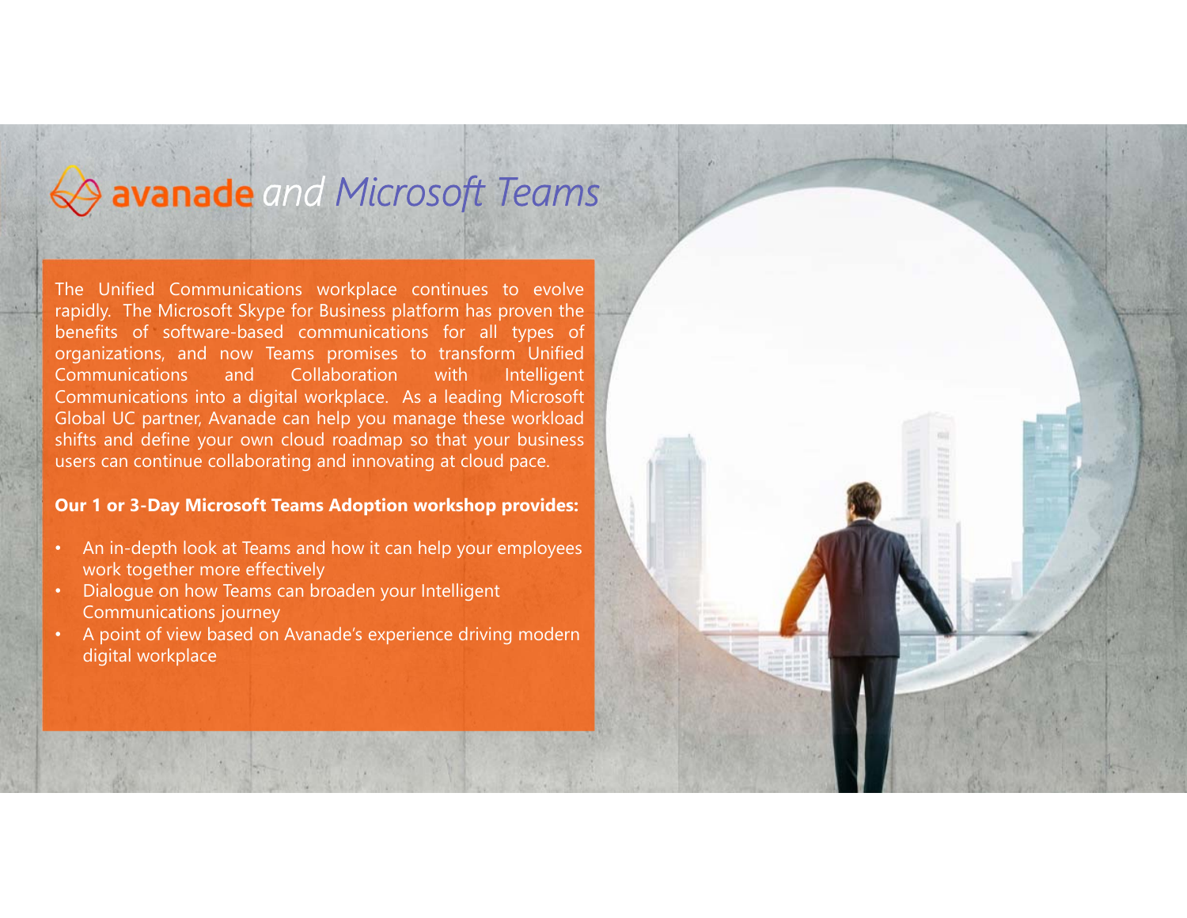# avanade *and Microsoft Teams*

The Unified Communications workplace continues to evolve rapidly. The Microsoft Skype for Business platform has proven the benefits of software-based communications for all types of organizations, and now Teams promises to transform Unified Communications and Collaboration with Intelligent Communications into a digital workplace. As a leading Microsoft Global UC partner, Avanade can help you manage these workload shifts and define your own cloud roadmap so that your business users can continue collaborating and innovating at cloud pace.

**Our 1 or 3-Day Microsoft Teams Adoption workshop provides:**

- An in-depth look at Teams and how it can help your employees work together more effectively
- Dialogue on how Teams can broaden your Intelligent Communications journey
- A point of view based on Avanade's experience driving modern digital workplace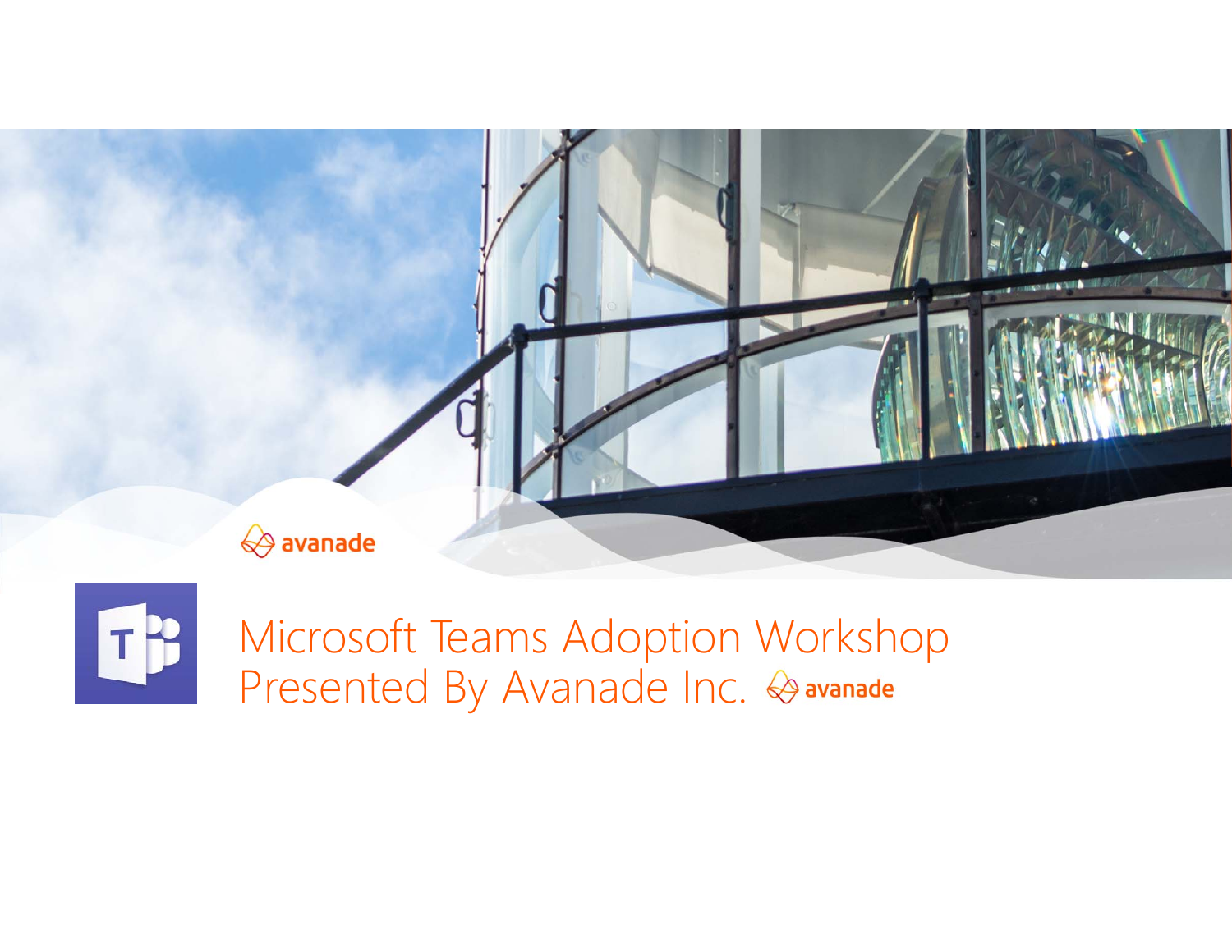# Microsoft Teams Adoption Workshop Presented By Avanade Inc.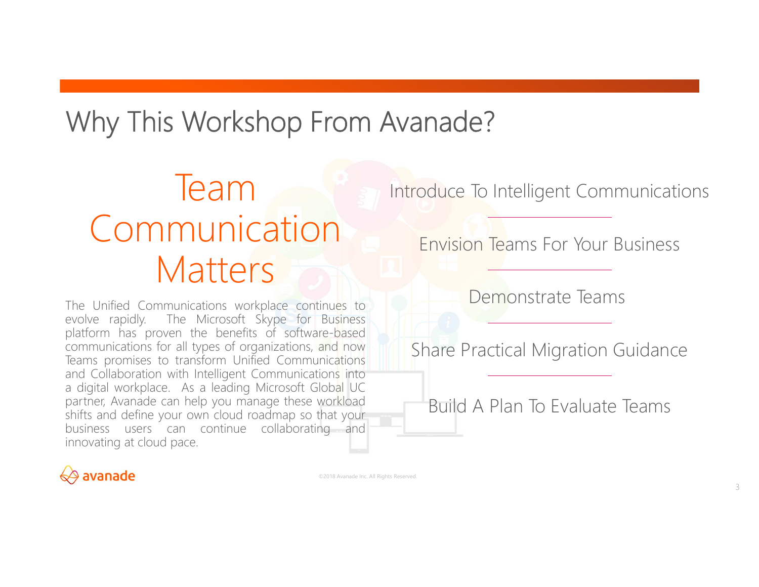# Why This Workshop From Avanade?

## Team Communication Matters

The Unified Communications workplace continues to evolve rapidly. The Microsoft Skype for Business platform has proven the benefits of software-based communications for all types of organizations, and now Teams promises to transform Unified Communications and Collaboration with Intelligent Communications into a digital workplace. As a leading Microsoft Global UC partner, Avanade can help you manage these workload shifts and define your own cloud roadmap so that your business users can continue collaborating and innovating at cloud pace.

- Introduce To Intelligent Communications
- Envision Teams For Your Business
- Demonstrate Teams
- Share Practical Migration Guidance
- Build A Plan To Evaluate Teams

avanade

©2018 Avanade Inc. All Rights Reserved.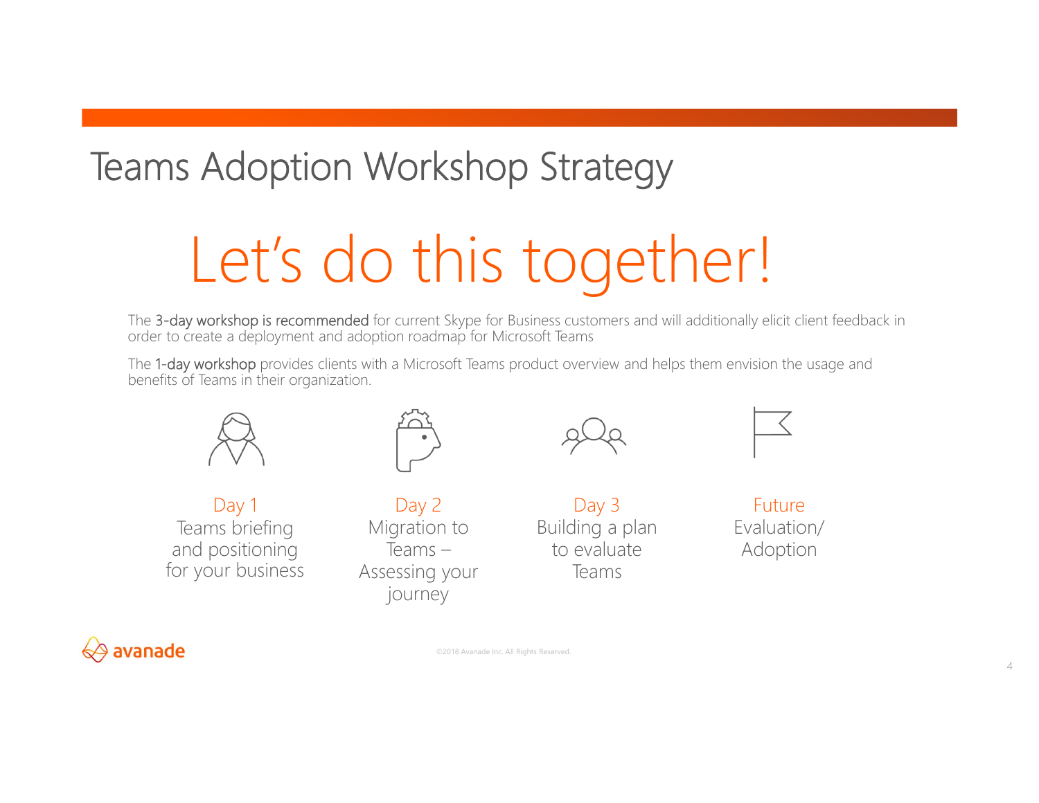# Teams Adoption Workshop Strategy

## Let's do this together!

The **3-day workshop is recommended** for current Skype for Business customers and will additionally elicit client feedback in order to create a deployment and adoption roadmap for Microsoft Teams

The **1-day workshop** provides clients with a Microsoft Teams product overview and helps them envision the usage and benefits of Teams in their organization.

**Day 1**
Teams briefing and positioning for your business

**Day 2**
Migration to Teams – Assessing your journey

**Day 3**
Building a plan to evaluate Teams

**Future**
Evaluation/ Adoption

©2018 Avanade Inc. All Rights Reserved.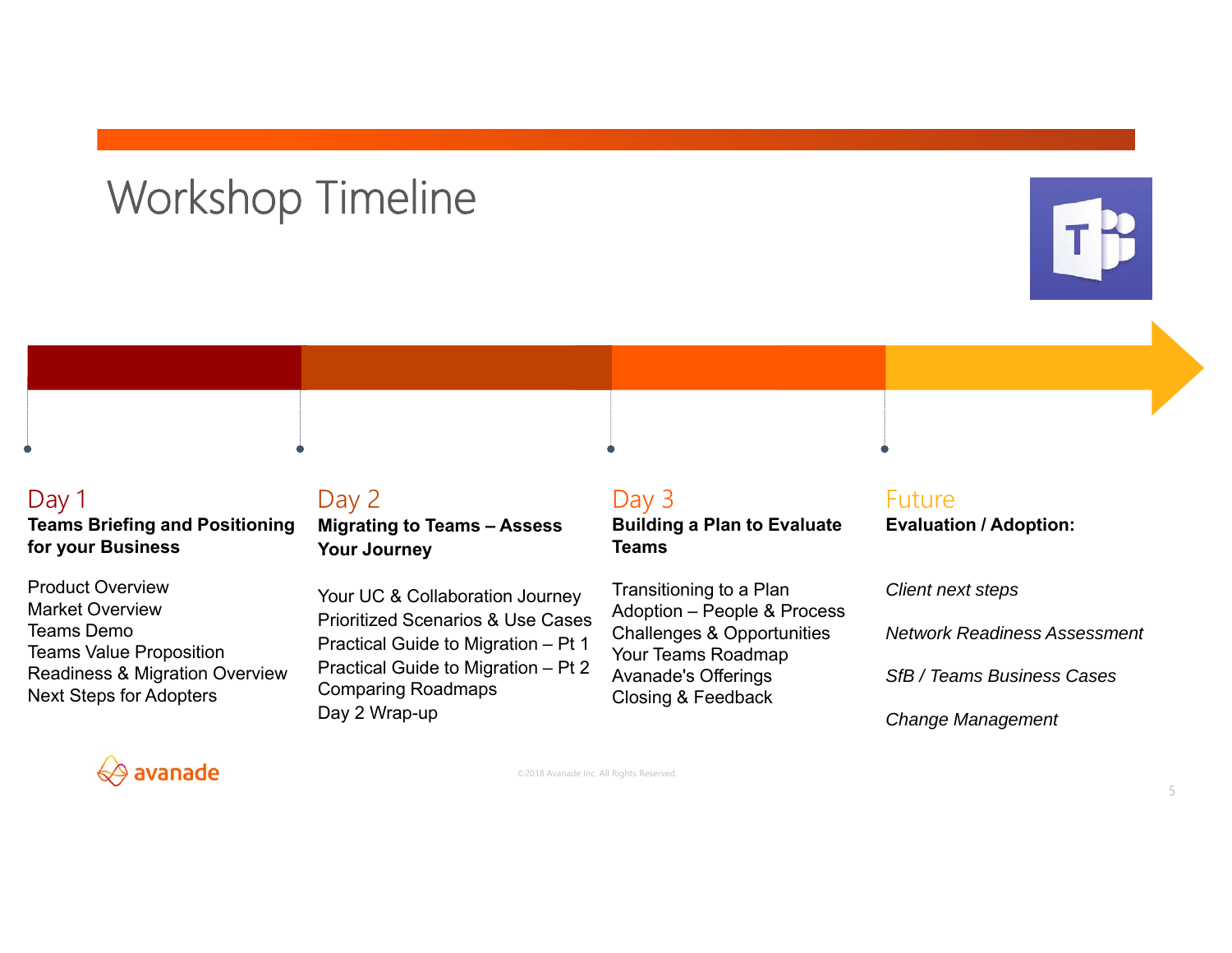# Workshop Timeline

## Day 1

**Teams Briefing and Positioning for your Business**

Product Overview
Market Overview
Teams Demo
Teams Value Proposition
Readiness & Migration Overview
Next Steps for Adopters

## Day 2

**Migrating to Teams – Assess Your Journey**

Your UC & Collaboration Journey
Prioritized Scenarios & Use Cases
Practical Guide to Migration – Pt 1
Practical Guide to Migration – Pt 2
Comparing Roadmaps
Day 2 Wrap-up

## Day 3

**Building a Plan to Evaluate Teams**

Transitioning to a Plan
Adoption – People & Process
Challenges & Opportunities
Your Teams Roadmap
Avanade's Offerings
Closing & Feedback

## Future

**Evaluation / Adoption:**

*Client next steps*

*Network Readiness Assessment*

*SfB / Teams Business Cases*

*Change Management*

avanade

©2018 Avanade Inc. All Rights Reserved.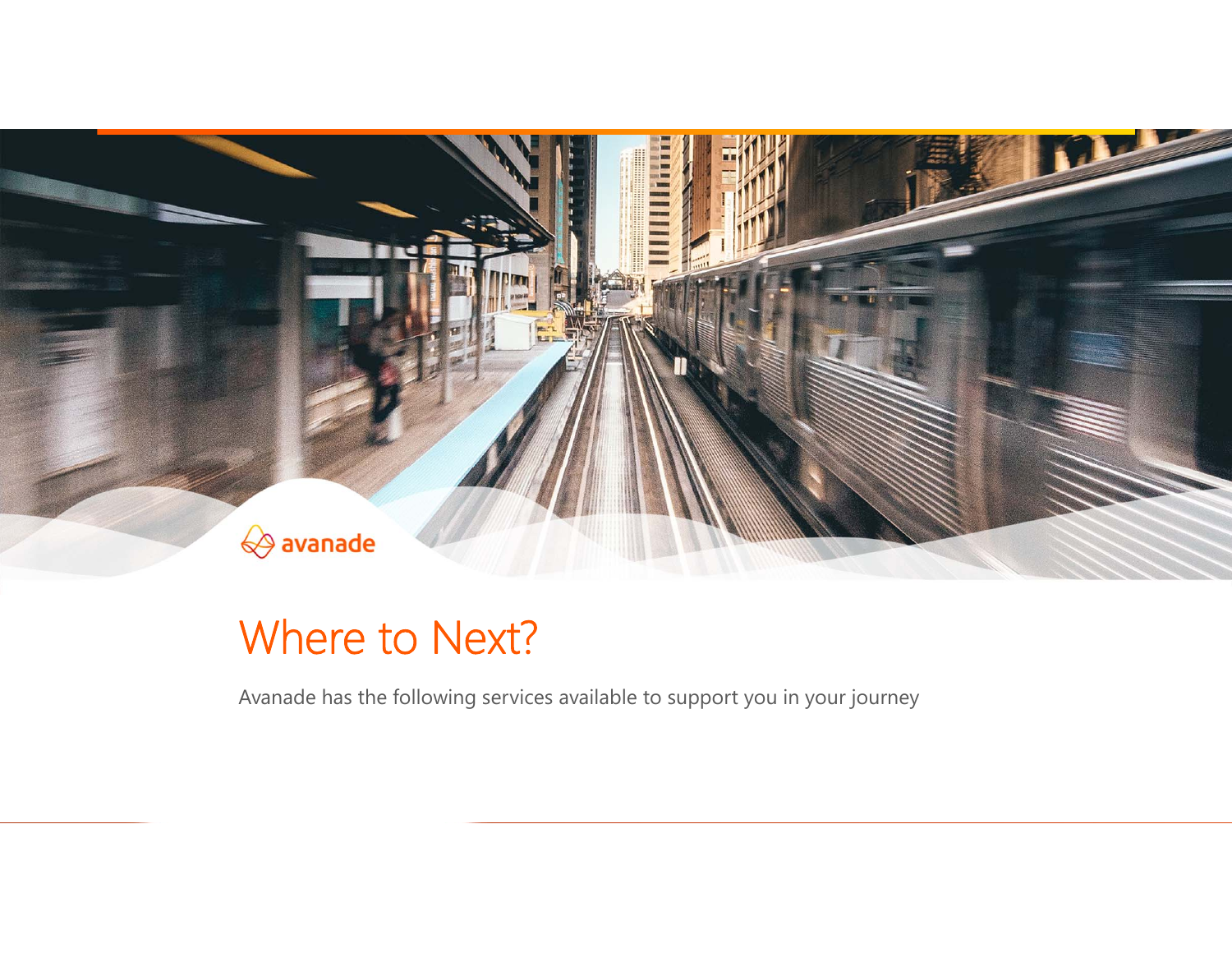# Where to Next?

Avanade has the following services available to support you in your journey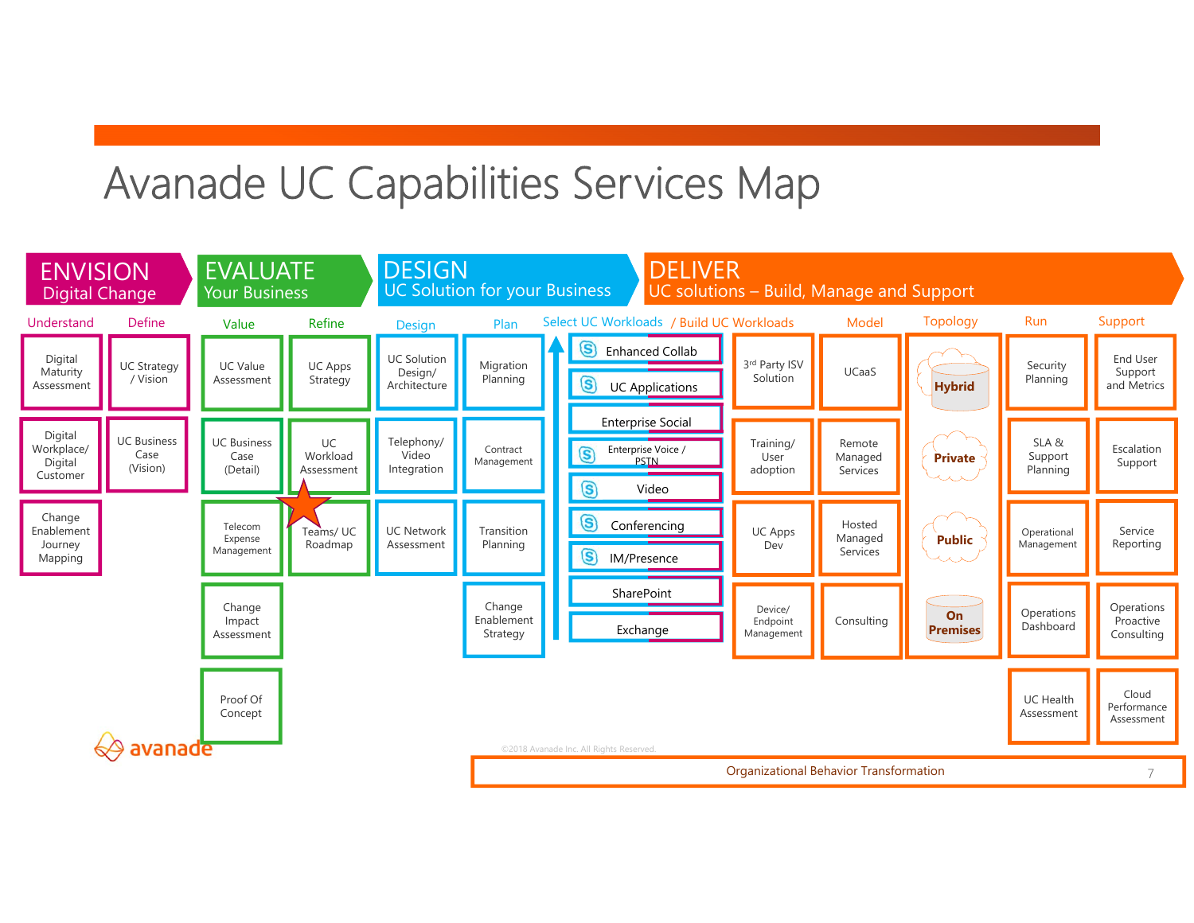# Avanade UC Capabilities Services Map

## ENVISION – Digital Change

**Understand**
- Digital Maturity Assessment
- Digital Workplace/ Digital Customer
- Change Enablement Journey Mapping

**Define**
- UC Strategy / Vision
- UC Business Case (Vision)

## EVALUATE – Your Business

**Value**
- UC Value Assessment
- UC Business Case (Detail)
- Telecom Expense Management
- Change Impact Assessment
- Proof Of Concept

**Refine**
- UC Apps Strategy
- UC Workload Assessment
- Teams/ UC Roadmap

## DESIGN – UC Solution for your Business

**Design**
- UC Solution Design/ Architecture
- Telephony/ Video Integration
- UC Network Assessment

**Plan**
- Migration Planning
- Contract Management
- Transition Planning
- Change Enablement Strategy

## DELIVER – UC solutions – Build, Manage and Support

**Select UC Workloads / Build UC Workloads**
- Enhanced Collab
- UC Applications
- Enterprise Social
- Enterprise Voice / PSTN
- Video
- Conferencing
- IM/Presence
- SharePoint
- Exchange

**(Build)**
- 3rd Party ISV Solution
- Training/ User adoption
- UC Apps Dev
- Device/ Endpoint Management

**Model**
- UCaaS
- Remote Managed Services
- Hosted Managed Services
- Consulting

**Topology**
- Hybrid
- Private
- Public
- On Premises

**Run**
- Security Planning
- SLA & Support Planning
- Operational Management
- Operations Dashboard
- UC Health Assessment

**Support**
- End User Support and Metrics
- Escalation Support
- Service Reporting
- Operations Proactive Consulting
- Cloud Performance Assessment

Organizational Behavior Transformation

avanade

©2018 Avanade Inc. All Rights Reserved.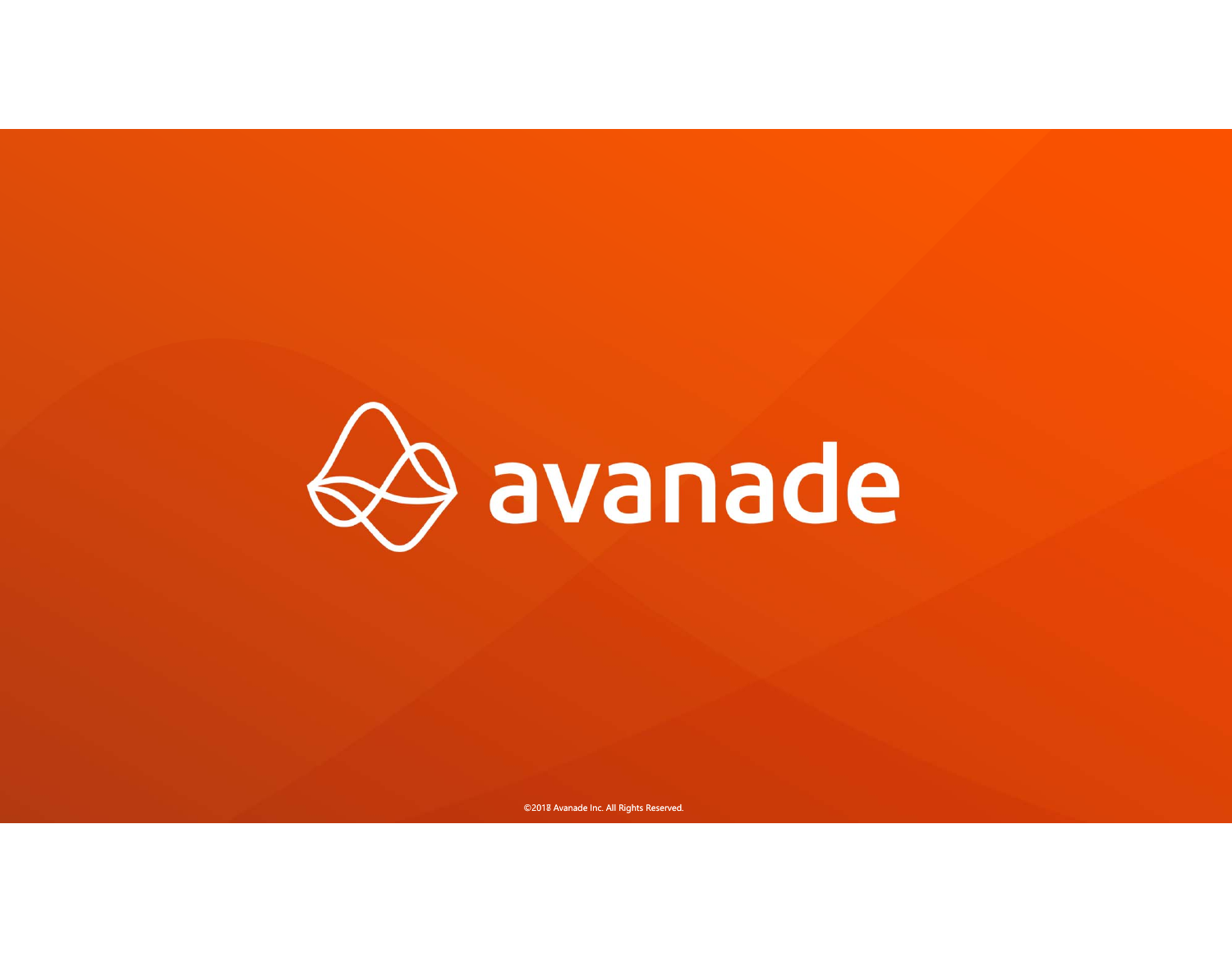avanade

©2018 Avanade Inc. All Rights Reserved.